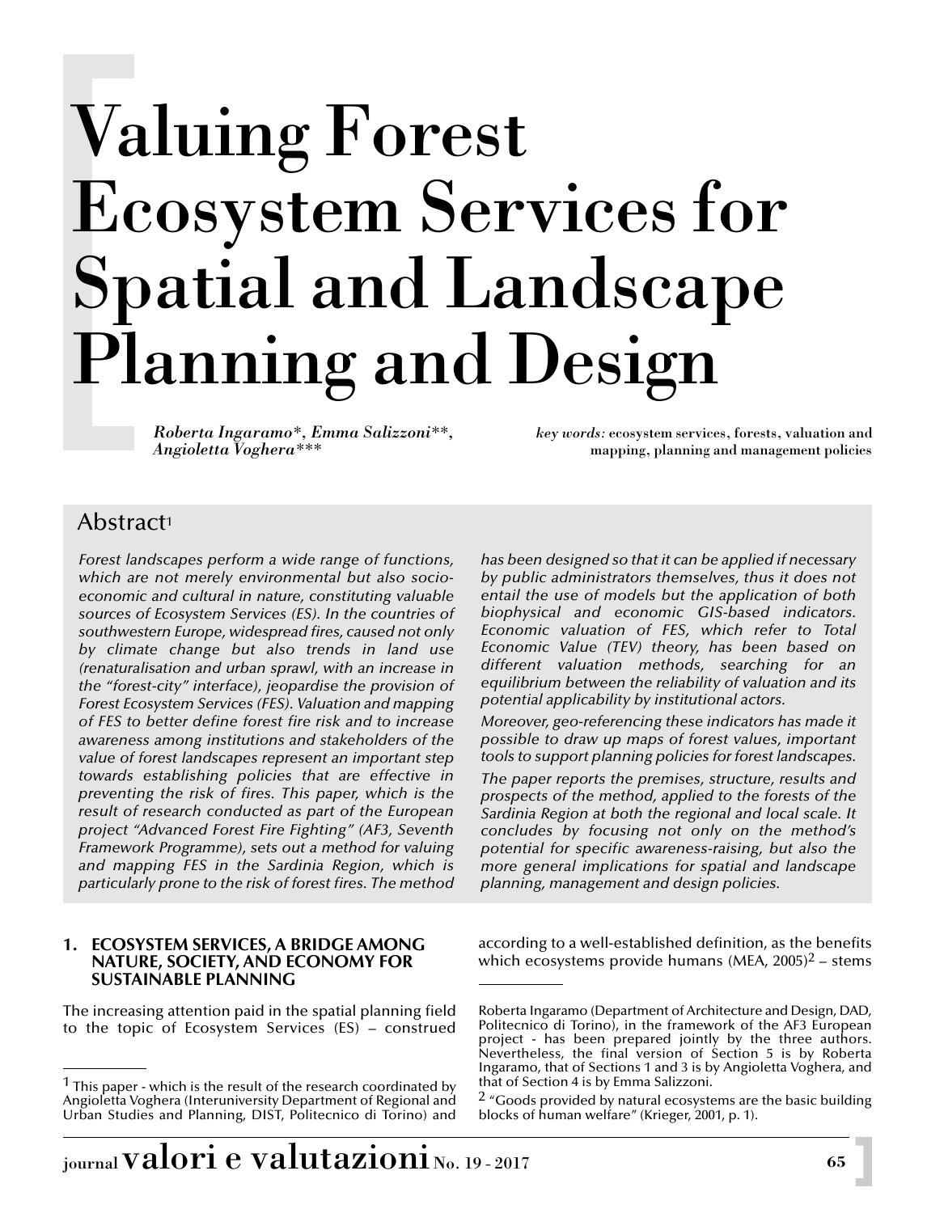# Valuing Forest Ecosystem Services for Spatial and Landscape Planning and Design

*Roberta Ingaramo*\*, *Emma Salizzoni*\*\*, *Angioletta Voghera*\*\*\*

*key words:* ecosystem services, forests, valuation and mapping, planning and management policies

## Abstract[1]

*Forest landscapes perform a wide range of functions, which are not merely environmental but also socio-economic and cultural in nature, constituting valuable sources of Ecosystem Services (ES). In the countries of southwestern Europe, widespread fires, caused not only by climate change but also trends in land use (renaturalisation and urban sprawl, with an increase in the "forest-city" interface), jeopardise the provision of Forest Ecosystem Services (FES). Valuation and mapping of FES to better define forest fire risk and to increase awareness among institutions and stakeholders of the value of forest landscapes represent an important step towards establishing policies that are effective in preventing the risk of fires. This paper, which is the result of research conducted as part of the European project "Advanced Forest Fire Fighting" (AF3, Seventh Framework Programme), sets out a method for valuing and mapping FES in the Sardinia Region, which is particularly prone to the risk of forest fires. The method has been designed so that it can be applied if necessary by public administrators themselves, thus it does not entail the use of models but the application of both biophysical and economic GIS-based indicators. Economic valuation of FES, which refer to Total Economic Value (TEV) theory, has been based on different valuation methods, searching for an equilibrium between the reliability of valuation and its potential applicability by institutional actors.*

*Moreover, geo-referencing these indicators has made it possible to draw up maps of forest values, important tools to support planning policies for forest landscapes.*

*The paper reports the premises, structure, results and prospects of the method, applied to the forests of the Sardinia Region at both the regional and local scale. It concludes by focusing not only on the method's potential for specific awareness-raising, but also the more general implications for spatial and landscape planning, management and design policies.*

## 1. ECOSYSTEM SERVICES, A BRIDGE AMONG NATURE, SOCIETY, AND ECONOMY FOR SUSTAINABLE PLANNING

The increasing attention paid in the spatial planning field to the topic of Ecosystem Services (ES) – construed according to a well-established definition, as the benefits which ecosystems provide humans (MEA, 2005)[2] – stems

---

[1] This paper - which is the result of the research coordinated by Angioletta Voghera (Interuniversity Department of Regional and Urban Studies and Planning, DIST, Politecnico di Torino) and Roberta Ingaramo (Department of Architecture and Design, DAD, Politecnico di Torino), in the framework of the AF3 European project - has been prepared jointly by the three authors. Nevertheless, the final version of Section 5 is by Roberta Ingaramo, that of Sections 1 and 3 is by Angioletta Voghera, and that of Section 4 is by Emma Salizzoni.

[2] "Goods provided by natural ecosystems are the basic building blocks of human welfare" (Krieger, 2001, p. 1).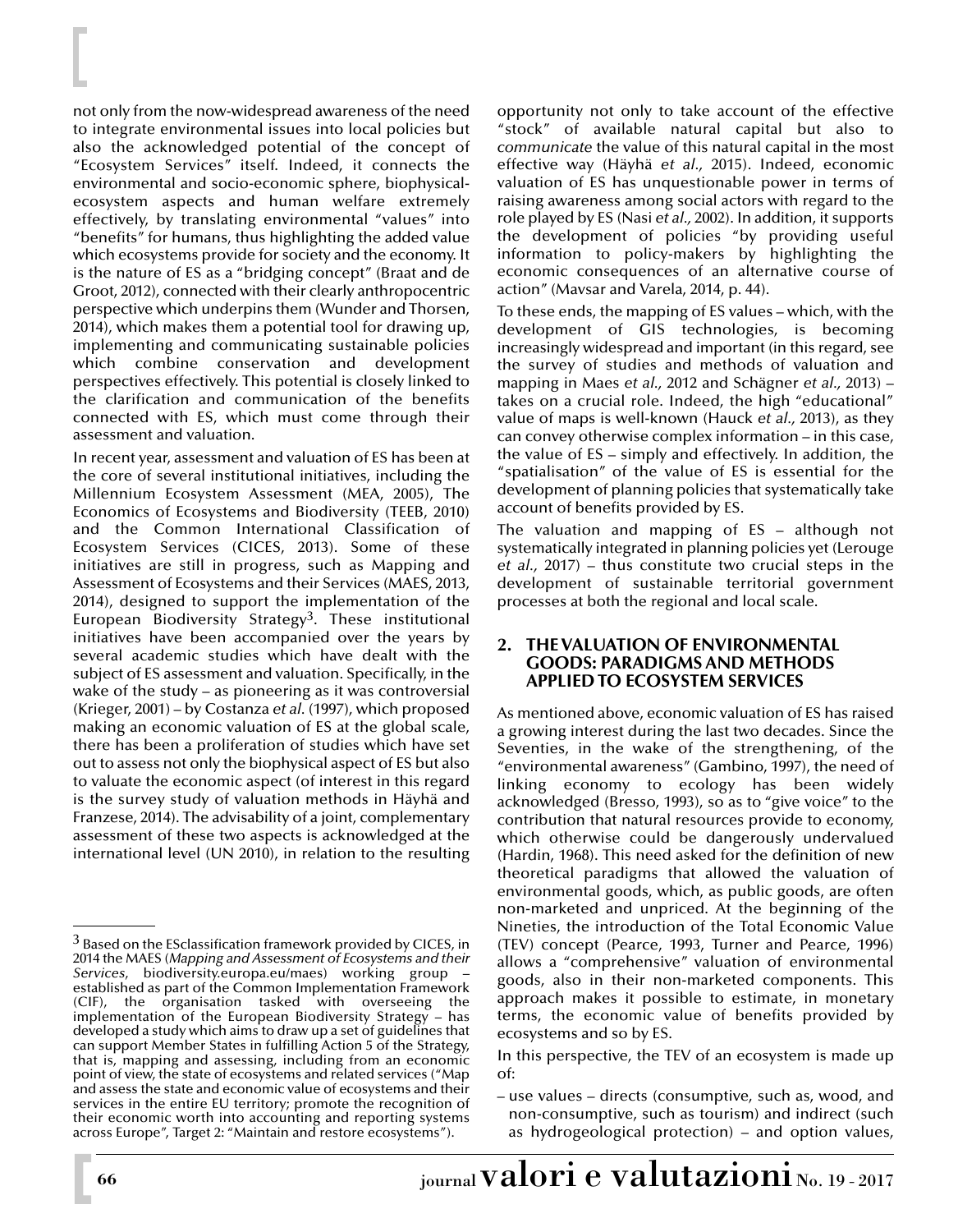not only from the now-widespread awareness of the need to integrate environmental issues into local policies but also the acknowledged potential of the concept of "Ecosystem Services" itself. Indeed, it connects the environmental and socio-economic sphere, biophysical-ecosystem aspects and human welfare extremely effectively, by translating environmental "values" into "benefits" for humans, thus highlighting the added value which ecosystems provide for society and the economy. It is the nature of ES as a "bridging concept" (Braat and de Groot, 2012), connected with their clearly anthropocentric perspective which underpins them (Wunder and Thorsen, 2014), which makes them a potential tool for drawing up, implementing and communicating sustainable policies which combine conservation and development perspectives effectively. This potential is closely linked to the clarification and communication of the benefits connected with ES, which must come through their assessment and valuation.

In recent year, assessment and valuation of ES has been at the core of several institutional initiatives, including the Millennium Ecosystem Assessment (MEA, 2005), The Economics of Ecosystems and Biodiversity (TEEB, 2010) and the Common International Classification of Ecosystem Services (CICES, 2013). Some of these initiatives are still in progress, such as Mapping and Assessment of Ecosystems and their Services (MAES, 2013, 2014), designed to support the implementation of the European Biodiversity Strategy[3]. These institutional initiatives have been accompanied over the years by several academic studies which have dealt with the subject of ES assessment and valuation. Specifically, in the wake of the study – as pioneering as it was controversial (Krieger, 2001) – by Costanza *et al*. (1997), which proposed making an economic valuation of ES at the global scale, there has been a proliferation of studies which have set out to assess not only the biophysical aspect of ES but also to valuate the economic aspect (of interest in this regard is the survey study of valuation methods in Häyhä and Franzese, 2014). The advisability of a joint, complementary assessment of these two aspects is acknowledged at the international level (UN 2010), in relation to the resulting opportunity not only to take account of the effective "stock" of available natural capital but also to *communicate* the value of this natural capital in the most effective way (Häyhä *et al.,* 2015). Indeed, economic valuation of ES has unquestionable power in terms of raising awareness among social actors with regard to the role played by ES (Nasi *et al.,* 2002). In addition, it supports the development of policies "by providing useful information to policy-makers by highlighting the economic consequences of an alternative course of action" (Mavsar and Varela, 2014, p. 44).

To these ends, the mapping of ES values – which, with the development of GIS technologies, is becoming increasingly widespread and important (in this regard, see the survey of studies and methods of valuation and mapping in Maes *et al.,* 2012 and Schägner *et al.,* 2013) – takes on a crucial role. Indeed, the high "educational" value of maps is well-known (Hauck *et al.,* 2013), as they can convey otherwise complex information – in this case, the value of ES – simply and effectively. In addition, the "spatialisation" of the value of ES is essential for the development of planning policies that systematically take account of benefits provided by ES.

The valuation and mapping of ES – although not systematically integrated in planning policies yet (Lerouge *et al.,* 2017) – thus constitute two crucial steps in the development of sustainable territorial government processes at both the regional and local scale.

## 2. THE VALUATION OF ENVIRONMENTAL GOODS: PARADIGMS AND METHODS APPLIED TO ECOSYSTEM SERVICES

As mentioned above, economic valuation of ES has raised a growing interest during the last two decades. Since the Seventies, in the wake of the strengthening, of the "environmental awareness" (Gambino, 1997), the need of linking economy to ecology has been widely acknowledged (Bresso, 1993), so as to "give voice" to the contribution that natural resources provide to economy, which otherwise could be dangerously undervalued (Hardin, 1968). This need asked for the definition of new theoretical paradigms that allowed the valuation of environmental goods, which, as public goods, are often non-marketed and unpriced. At the beginning of the Nineties, the introduction of the Total Economic Value (TEV) concept (Pearce, 1993, Turner and Pearce, 1996) allows a "comprehensive" valuation of environmental goods, also in their non-marketed components. This approach makes it possible to estimate, in monetary terms, the economic value of benefits provided by ecosystems and so by ES.

In this perspective, the TEV of an ecosystem is made up of:

– use values – directs (consumptive, such as, wood, and non-consumptive, such as tourism) and indirect (such as hydrogeological protection) – and option values,

---

[3] Based on the ESclassification framework provided by CICES, in 2014 the MAES (*Mapping and Assessment of Ecosystems and their Services*, biodiversity.europa.eu/maes) working group – established as part of the Common Implementation Framework (CIF), the organisation tasked with overseeing the implementation of the European Biodiversity Strategy – has developed a study which aims to draw up a set of guidelines that can support Member States in fulfilling Action 5 of the Strategy, that is, mapping and assessing, including from an economic point of view, the state of ecosystems and related services ("Map and assess the state and economic value of ecosystems and their services in the entire EU territory; promote the recognition of their economic worth into accounting and reporting systems across Europe", Target 2: "Maintain and restore ecosystems").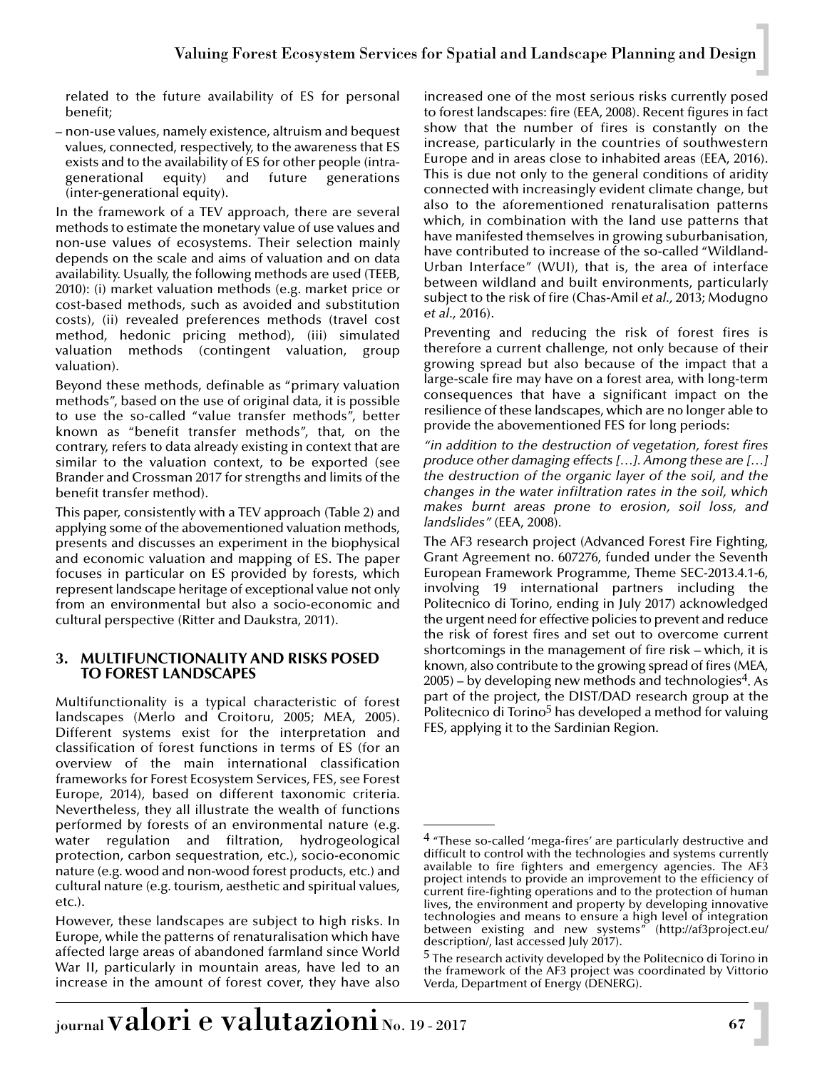related to the future availability of ES for personal benefit;

– non-use values, namely existence, altruism and bequest values, connected, respectively, to the awareness that ES exists and to the availability of ES for other people (intra-generational equity) and future generations (inter-generational equity).

In the framework of a TEV approach, there are several methods to estimate the monetary value of use values and non-use values of ecosystems. Their selection mainly depends on the scale and aims of valuation and on data availability. Usually, the following methods are used (TEEB, 2010): (i) market valuation methods (e.g. market price or cost-based methods, such as avoided and substitution costs), (ii) revealed preferences methods (travel cost method, hedonic pricing method), (iii) simulated valuation methods (contingent valuation, group valuation).

Beyond these methods, definable as "primary valuation methods", based on the use of original data, it is possible to use the so-called "value transfer methods", better known as "benefit transfer methods", that, on the contrary, refers to data already existing in context that are similar to the valuation context, to be exported (see Brander and Crossman 2017 for strengths and limits of the benefit transfer method).

This paper, consistently with a TEV approach (Table 2) and applying some of the abovementioned valuation methods, presents and discusses an experiment in the biophysical and economic valuation and mapping of ES. The paper focuses in particular on ES provided by forests, which represent landscape heritage of exceptional value not only from an environmental but also a socio-economic and cultural perspective (Ritter and Daukstra, 2011).

## 3. MULTIFUNCTIONALITY AND RISKS POSED TO FOREST LANDSCAPES

Multifunctionality is a typical characteristic of forest landscapes (Merlo and Croitoru, 2005; MEA, 2005). Different systems exist for the interpretation and classification of forest functions in terms of ES (for an overview of the main international classification frameworks for Forest Ecosystem Services, FES, see Forest Europe, 2014), based on different taxonomic criteria. Nevertheless, they all illustrate the wealth of functions performed by forests of an environmental nature (e.g. water regulation and filtration, hydrogeological protection, carbon sequestration, etc.), socio-economic nature (e.g. wood and non-wood forest products, etc.) and cultural nature (e.g. tourism, aesthetic and spiritual values, etc.).

However, these landscapes are subject to high risks. In Europe, while the patterns of renaturalisation which have affected large areas of abandoned farmland since World War II, particularly in mountain areas, have led to an increase in the amount of forest cover, they have also increased one of the most serious risks currently posed to forest landscapes: fire (EEA, 2008). Recent figures in fact show that the number of fires is constantly on the increase, particularly in the countries of southwestern Europe and in areas close to inhabited areas (EEA, 2016). This is due not only to the general conditions of aridity connected with increasingly evident climate change, but also to the aforementioned renaturalisation patterns which, in combination with the land use patterns that have manifested themselves in growing suburbanisation, have contributed to increase of the so-called "Wildland-Urban Interface" (WUI), that is, the area of interface between wildland and built environments, particularly subject to the risk of fire (Chas-Amil *et al.*, 2013; Modugno *et al.*, 2016).

Preventing and reducing the risk of forest fires is therefore a current challenge, not only because of their growing spread but also because of the impact that a large-scale fire may have on a forest area, with long-term consequences that have a significant impact on the resilience of these landscapes, which are no longer able to provide the abovementioned FES for long periods:

*"in addition to the destruction of vegetation, forest fires produce other damaging effects […]. Among these are […] the destruction of the organic layer of the soil, and the changes in the water infiltration rates in the soil, which makes burnt areas prone to erosion, soil loss, and landslides"* (EEA, 2008).

The AF3 research project (Advanced Forest Fire Fighting, Grant Agreement no. 607276, funded under the Seventh European Framework Programme, Theme SEC-2013.4.1-6, involving 19 international partners including the Politecnico di Torino, ending in July 2017) acknowledged the urgent need for effective policies to prevent and reduce the risk of forest fires and set out to overcome current shortcomings in the management of fire risk – which, it is known, also contribute to the growing spread of fires (MEA, 2005) – by developing new methods and technologies[4]. As part of the project, the DIST/DAD research group at the Politecnico di Torino[5] has developed a method for valuing FES, applying it to the Sardinian Region.

---

[4] "These so-called 'mega-fires' are particularly destructive and difficult to control with the technologies and systems currently available to fire fighters and emergency agencies. The AF3 project intends to provide an improvement to the efficiency of current fire-fighting operations and to the protection of human lives, the environment and property by developing innovative technologies and means to ensure a high level of integration between existing and new systems" (http://af3project.eu/description/, last accessed July 2017).

[5] The research activity developed by the Politecnico di Torino in the framework of the AF3 project was coordinated by Vittorio Verda, Department of Energy (DENERG).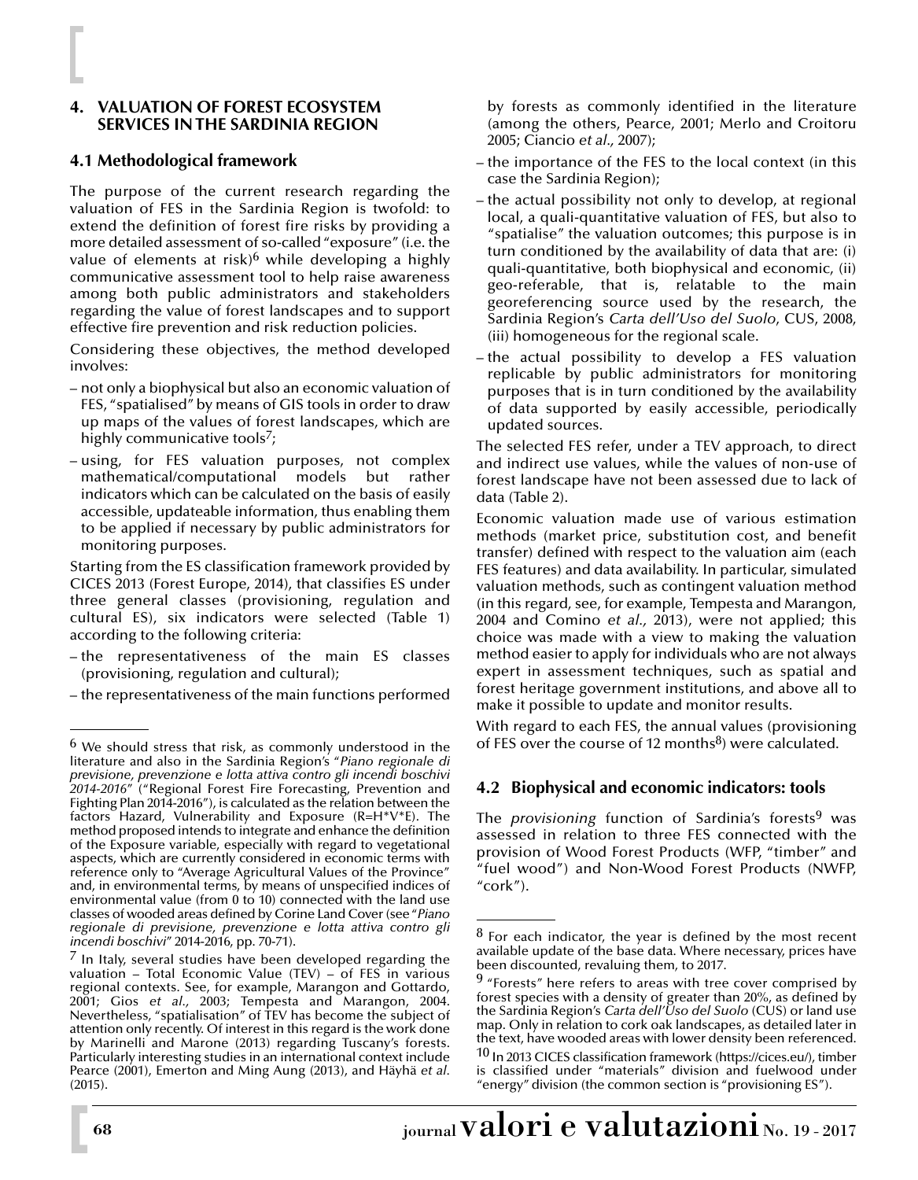## 4. VALUATION OF FOREST ECOSYSTEM SERVICES IN THE SARDINIA REGION

### 4.1 Methodological framework

The purpose of the current research regarding the valuation of FES in the Sardinia Region is twofold: to extend the definition of forest fire risks by providing a more detailed assessment of so-called "exposure" (i.e. the value of elements at risk)[6] while developing a highly communicative assessment tool to help raise awareness among both public administrators and stakeholders regarding the value of forest landscapes and to support effective fire prevention and risk reduction policies.

Considering these objectives, the method developed involves:

– not only a biophysical but also an economic valuation of FES, "spatialised" by means of GIS tools in order to draw up maps of the values of forest landscapes, which are highly communicative tools[7];

– using, for FES valuation purposes, not complex mathematical/computational models but rather indicators which can be calculated on the basis of easily accessible, updateable information, thus enabling them to be applied if necessary by public administrators for monitoring purposes.

Starting from the ES classification framework provided by CICES 2013 (Forest Europe, 2014), that classifies ES under three general classes (provisioning, regulation and cultural ES), six indicators were selected (Table 1) according to the following criteria:

– the representativeness of the main ES classes (provisioning, regulation and cultural);

– the representativeness of the main functions performed by forests as commonly identified in the literature (among the others, Pearce, 2001; Merlo and Croitoru 2005; Ciancio *et al.*, 2007);

– the importance of the FES to the local context (in this case the Sardinia Region);

– the actual possibility not only to develop, at regional local, a quali-quantitative valuation of FES, but also to "spatialise" the valuation outcomes; this purpose is in turn conditioned by the availability of data that are: (i) quali-quantitative, both biophysical and economic, (ii) geo-referable, that is, relatable to the main georeferencing source used by the research, the Sardinia Region's *Carta dell'Uso del Suolo*, CUS, 2008, (iii) homogeneous for the regional scale.

– the actual possibility to develop a FES valuation replicable by public administrators for monitoring purposes that is in turn conditioned by the availability of data supported by easily accessible, periodically updated sources.

The selected FES refer, under a TEV approach, to direct and indirect use values, while the values of non-use of forest landscape have not been assessed due to lack of data (Table 2).

Economic valuation made use of various estimation methods (market price, substitution cost, and benefit transfer) defined with respect to the valuation aim (each FES features) and data availability. In particular, simulated valuation methods, such as contingent valuation method (in this regard, see, for example, Tempesta and Marangon, 2004 and Comino *et al.*, 2013), were not applied; this choice was made with a view to making the valuation method easier to apply for individuals who are not always expert in assessment techniques, such as spatial and forest heritage government institutions, and above all to make it possible to update and monitor results.

With regard to each FES, the annual values (provisioning of FES over the course of 12 months[8]) were calculated.

### 4.2 Biophysical and economic indicators: tools

The *provisioning* function of Sardinia's forests[9] was assessed in relation to three FES connected with the provision of Wood Forest Products (WFP, "timber" and "fuel wood") and Non-Wood Forest Products (NWFP, "cork").

---

[6] We should stress that risk, as commonly understood in the literature and also in the Sardinia Region's "*Piano regionale di previsione, prevenzione e lotta attiva contro gli incendi boschivi 2014-2016*" ("Regional Forest Fire Forecasting, Prevention and Fighting Plan 2014-2016"), is calculated as the relation between the factors Hazard, Vulnerability and Exposure (R=H*V*E). The method proposed intends to integrate and enhance the definition of the Exposure variable, especially with regard to vegetational aspects, which are currently considered in economic terms with reference only to "Average Agricultural Values of the Province" and, in environmental terms, by means of unspecified indices of environmental value (from 0 to 10) connected with the land use classes of wooded areas defined by Corine Land Cover (see "*Piano regionale di previsione, prevenzione e lotta attiva contro gli incendi boschivi*" 2014-2016, pp. 70-71).

[7] In Italy, several studies have been developed regarding the valuation – Total Economic Value (TEV) – of FES in various regional contexts. See, for example, Marangon and Gottardo, 2001; Gios *et al.*, 2003; Tempesta and Marangon, 2004. Nevertheless, "spatialisation" of TEV has become the subject of attention only recently. Of interest in this regard is the work done by Marinelli and Marone (2013) regarding Tuscany's forests. Particularly interesting studies in an international context include Pearce (2001), Emerton and Ming Aung (2013), and Häyhä *et al.* (2015).

[8] For each indicator, the year is defined by the most recent available update of the base data. Where necessary, prices have been discounted, revaluing them, to 2017.

[9] "Forests" here refers to areas with tree cover comprised by forest species with a density of greater than 20%, as defined by the Sardinia Region's *Carta dell'Uso del Suolo* (CUS) or land use map. Only in relation to cork oak landscapes, as detailed later in the text, have wooded areas with lower density been referenced.

[10] In 2013 CICES classification framework (https://cices.eu/), timber is classified under "materials" division and fuelwood under "energy" division (the common section is "provisioning ES").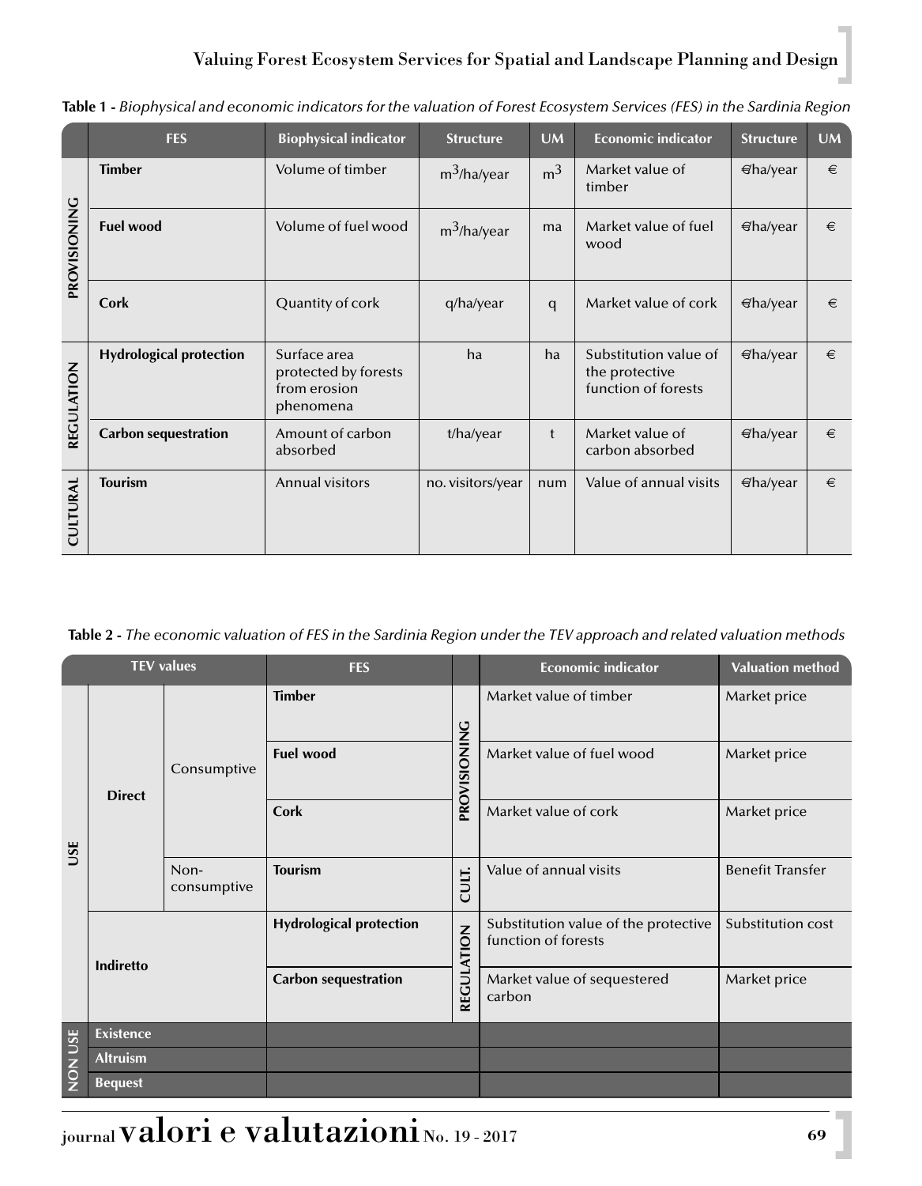**Table 1 -** *Biophysical and economic indicators for the valuation of Forest Ecosystem Services (FES) in the Sardinia Region*

| | FES | Biophysical indicator | Structure | UM | Economic indicator | Structure | UM |
|---|---|---|---|---|---|---|---|
| PROVISIONING | **Timber** | Volume of timber | $m^3$/ha/year | $m^3$ | Market value of timber | €/ha/year | € |
| | **Fuel wood** | Volume of fuel wood | $m^3$/ha/year | ma | Market value of fuel wood | €/ha/year | € |
| | **Cork** | Quantity of cork | q/ha/year | q | Market value of cork | €/ha/year | € |
| REGULATION | **Hydrological protection** | Surface area protected by forests from erosion phenomena | ha | ha | Substitution value of the protective function of forests | €/ha/year | € |
| | **Carbon sequestration** | Amount of carbon absorbed | t/ha/year | t | Market value of carbon absorbed | €/ha/year | € |
| CULTURAL | **Tourism** | Annual visitors | no. visitors/year | num | Value of annual visits | €/ha/year | € |

**Table 2 -** *The economic valuation of FES in the Sardinia Region under the TEV approach and related valuation methods*

| TEV values | | | FES | | Economic indicator | Valuation method |
|---|---|---|---|---|---|---|
| USE | **Direct** | Consumptive | **Timber** | PROVISIONING | Market value of timber | Market price |
| | | | **Fuel wood** | | Market value of fuel wood | Market price |
| | | | **Cork** | | Market value of cork | Market price |
| | | Non-consumptive | **Tourism** | CULT. | Value of annual visits | Benefit Transfer |
| | **Indiretto** | | **Hydrological protection** | REGULATION | Substitution value of the protective function of forests | Substitution cost |
| | | | **Carbon sequestration** | | Market value of sequestered carbon | Market price |
| NON USE | **Existence** | | | | | |
| | **Altruism** | | | | | |
| | **Bequest** | | | | | |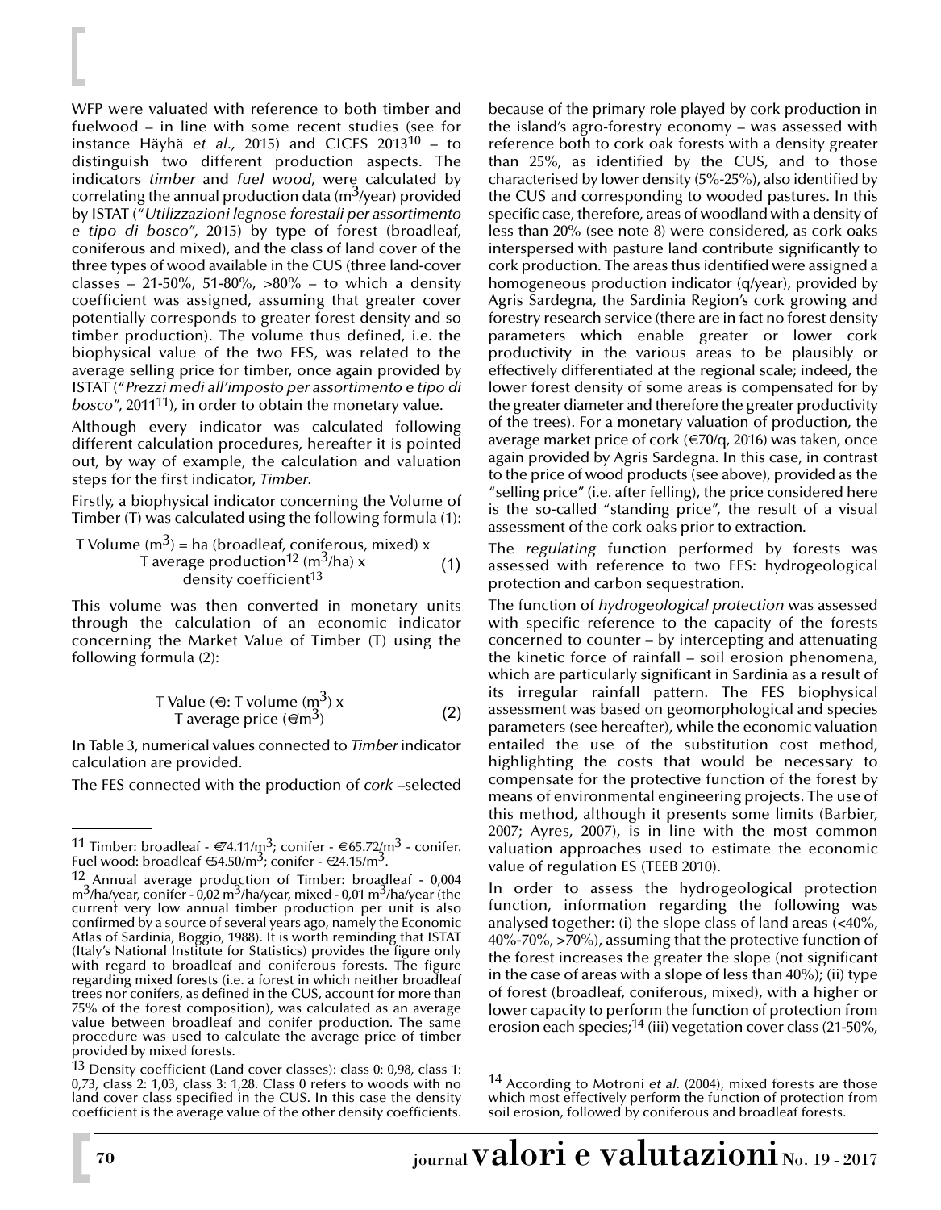WFP were valuated with reference to both timber and fuelwood – in line with some recent studies (see for instance Häyhä *et al.*, 2015) and CICES 2013[10] – to distinguish two different production aspects. The indicators *timber* and *fuel wood*, were calculated by correlating the annual production data ($m^3$/year) provided by ISTAT ("*Utilizzazioni legnose forestali per assortimento e tipo di bosco*", 2015) by type of forest (broadleaf, coniferous and mixed), and the class of land cover of the three types of wood available in the CUS (three land-cover classes – 21-50%, 51-80%, >80% – to which a density coefficient was assigned, assuming that greater cover potentially corresponds to greater forest density and so timber production). The volume thus defined, i.e. the biophysical value of the two FES, was related to the average selling price for timber, once again provided by ISTAT ("*Prezzi medi all'imposto per assortimento e tipo di bosco*", 2011[11]), in order to obtain the monetary value.

Although every indicator was calculated following different calculation procedures, hereafter it is pointed out, by way of example, the calculation and valuation steps for the first indicator, *Timber*.

Firstly, a biophysical indicator concerning the Volume of Timber (T) was calculated using the following formula (1):

$$\text{T Volume } (m^3) = \text{ha (broadleaf, coniferous, mixed)} \times \text{T average production}^{12} \ (m^3/\text{ha}) \times \text{density coefficient}^{13} \quad (1)$$

This volume was then converted in monetary units through the calculation of an economic indicator concerning the Market Value of Timber (T) using the following formula (2):

$$\text{T Value (€): T volume } (m^3) \times \text{T average price } (€/m^3) \quad (2)$$

In Table 3, numerical values connected to *Timber* indicator calculation are provided.

The FES connected with the production of *cork* –selected because of the primary role played by cork production in the island's agro-forestry economy – was assessed with reference both to cork oak forests with a density greater than 25%, as identified by the CUS, and to those characterised by lower density (5%-25%), also identified by the CUS and corresponding to wooded pastures. In this specific case, therefore, areas of woodland with a density of less than 20% (see note 8) were considered, as cork oaks interspersed with pasture land contribute significantly to cork production. The areas thus identified were assigned a homogeneous production indicator (q/year), provided by Agris Sardegna, the Sardinia Region's cork growing and forestry research service (there are in fact no forest density parameters which enable greater or lower cork productivity in the various areas to be plausibly or effectively differentiated at the regional scale; indeed, the lower forest density of some areas is compensated for by the greater diameter and therefore the greater productivity of the trees). For a monetary valuation of production, the average market price of cork (€70/q, 2016) was taken, once again provided by Agris Sardegna. In this case, in contrast to the price of wood products (see above), provided as the "selling price" (i.e. after felling), the price considered here is the so-called "standing price", the result of a visual assessment of the cork oaks prior to extraction.

The *regulating* function performed by forests was assessed with reference to two FES: hydrogeological protection and carbon sequestration.

The function of *hydrogeological protection* was assessed with specific reference to the capacity of the forests concerned to counter – by intercepting and attenuating the kinetic force of rainfall – soil erosion phenomena, which are particularly significant in Sardinia as a result of its irregular rainfall pattern. The FES biophysical assessment was based on geomorphological and species parameters (see hereafter), while the economic valuation entailed the use of the substitution cost method, highlighting the costs that would be necessary to compensate for the protective function of the forest by means of environmental engineering projects. The use of this method, although it presents some limits (Barbier, 2007; Ayres, 2007), is in line with the most common valuation approaches used to estimate the economic value of regulation ES (TEEB 2010).

In order to assess the hydrogeological protection function, information regarding the following was analysed together: (i) the slope class of land areas (<40%, 40%-70%, >70%), assuming that the protective function of the forest increases the greater the slope (not significant in the case of areas with a slope of less than 40%); (ii) type of forest (broadleaf, coniferous, mixed), with a higher or lower capacity to perform the function of protection from erosion each species;[14] (iii) vegetation cover class (21-50%,

---

[11] Timber: broadleaf - €74.11/$m^3$; conifer - €65.72/$m^3$ - conifer. Fuel wood: broadleaf €54.50/$m^3$; conifer - €24.15/$m^3$.

[12] Annual average production of Timber: broadleaf - 0,004 $m^3$/ha/year, conifer - 0,02 $m^3$/ha/year, mixed - 0,01 $m^3$/ha/year (the current very low annual timber production per unit is also confirmed by a source of several years ago, namely the Economic Atlas of Sardinia, Boggio, 1988). It is worth reminding that ISTAT (Italy's National Institute for Statistics) provides the figure only with regard to broadleaf and coniferous forests. The figure regarding mixed forests (i.e. a forest in which neither broadleaf trees nor conifers, as defined in the CUS, account for more than 75% of the forest composition), was calculated as an average value between broadleaf and conifer production. The same procedure was used to calculate the average price of timber provided by mixed forests.

[13] Density coefficient (Land cover classes): class 0: 0,98, class 1: 0,73, class 2: 1,03, class 3: 1,28. Class 0 refers to woods with no land cover class specified in the CUS. In this case the density coefficient is the average value of the other density coefficients.

[14] According to Motroni *et al.* (2004), mixed forests are those which most effectively perform the function of protection from soil erosion, followed by coniferous and broadleaf forests.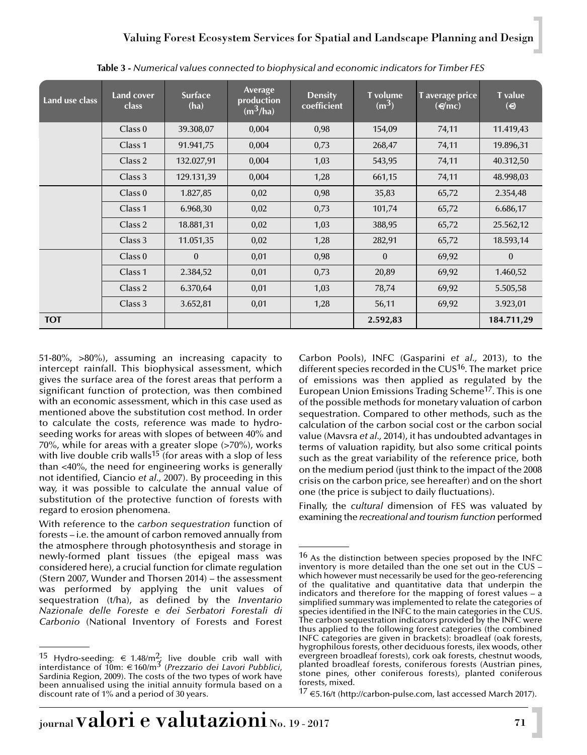**Table 3 -** *Numerical values connected to biophysical and economic indicators for Timber FES*

| Land use class | Land cover class | Surface (ha) | Average production ($m^3$/ha) | Density coefficient | T volume ($m^3$) | T average price (€/mc) | T value (€) |
|---|---|---|---|---|---|---|---|
| | Class 0 | 39.308,07 | 0,004 | 0,98 | 154,09 | 74,11 | 11.419,43 |
| | Class 1 | 91.941,75 | 0,004 | 0,73 | 268,47 | 74,11 | 19.896,31 |
| | Class 2 | 132.027,91 | 0,004 | 1,03 | 543,95 | 74,11 | 40.312,50 |
| | Class 3 | 129.131,39 | 0,004 | 1,28 | 661,15 | 74,11 | 48.998,03 |
| | Class 0 | 1.827,85 | 0,02 | 0,98 | 35,83 | 65,72 | 2.354,48 |
| | Class 1 | 6.968,30 | 0,02 | 0,73 | 101,74 | 65,72 | 6.686,17 |
| | Class 2 | 18.881,31 | 0,02 | 1,03 | 388,95 | 65,72 | 25.562,12 |
| | Class 3 | 11.051,35 | 0,02 | 1,28 | 282,91 | 65,72 | 18.593,14 |
| | Class 0 | 0 | 0,01 | 0,98 | 0 | 69,92 | 0 |
| | Class 1 | 2.384,52 | 0,01 | 0,73 | 20,89 | 69,92 | 1.460,52 |
| | Class 2 | 6.370,64 | 0,01 | 1,03 | 78,74 | 69,92 | 5.505,58 |
| | Class 3 | 3.652,81 | 0,01 | 1,28 | 56,11 | 69,92 | 3.923,01 |
| **TOT** | | | | | **2.592,83** | | **184.711,29** |

51-80%, >80%), assuming an increasing capacity to intercept rainfall. This biophysical assessment, which gives the surface area of the forest areas that perform a significant function of protection, was then combined with an economic assessment, which in this case used as mentioned above the substitution cost method. In order to calculate the costs, reference was made to hydro-seeding works for areas with slopes of between 40% and 70%, while for areas with a greater slope (>70%), works with live double crib walls[15] (for areas with a slop of less than <40%, the need for engineering works is generally not identified, Ciancio *et al.*, 2007). By proceeding in this way, it was possible to calculate the annual value of substitution of the protective function of forests with regard to erosion phenomena.

With reference to the *carbon sequestration* function of forests – i.e. the amount of carbon removed annually from the atmosphere through photosynthesis and storage in newly-formed plant tissues (the epigeal mass was considered here), a crucial function for climate regulation (Stern 2007, Wunder and Thorsen 2014) – the assessment was performed by applying the unit values of sequestration (t/ha), as defined by the *Inventario Nazionale delle Foreste e dei Serbatori Forestali di Carbonio* (National Inventory of Forests and Forest Carbon Pools), INFC (Gasparini *et al.*, 2013), to the different species recorded in the CUS[16]. The market price of emissions was then applied as regulated by the European Union Emissions Trading Scheme[17]. This is one of the possible methods for monetary valuation of carbon sequestration. Compared to other methods, such as the calculation of the carbon social cost or the carbon social value (Mavsra *et al.*, 2014), it has undoubted advantages in terms of valuation rapidity, but also some critical points such as the great variability of the reference price, both on the medium period (just think to the impact of the 2008 crisis on the carbon price, see hereafter) and on the short one (the price is subject to daily fluctuations).

Finally, the *cultural* dimension of FES was valuated by examining the *recreational and tourism function* performed

---

[15] Hydro-seeding: € 1.48/$m^2$; live double crib wall with interdistance of 10m: € 160/$m^3$ (*Prezzario dei Lavori Pubblici*, Sardinia Region, 2009). The costs of the two types of work have been annualised using the initial annuity formula based on a discount rate of 1% and a period of 30 years.

[16] As the distinction between species proposed by the INFC inventory is more detailed than the one set out in the CUS – which however must necessarily be used for the geo-referencing of the qualitative and quantitative data that underpin the indicators and therefore for the mapping of forest values – a simplified summary was implemented to relate the categories of species identified in the INFC to the main categories in the CUS. The carbon sequestration indicators provided by the INFC were thus applied to the following forest categories (the combined INFC categories are given in brackets): broadleaf (oak forests, hygrophilous forests, other deciduous forests, ilex woods, other evergreen broadleaf forests), cork oak forests, chestnut woods, planted broadleaf forests, coniferous forests (Austrian pines, stone pines, other coniferous forests), planted coniferous forests, mixed.

[17] €5.16/t (http://carbon-pulse.com, last accessed March 2017).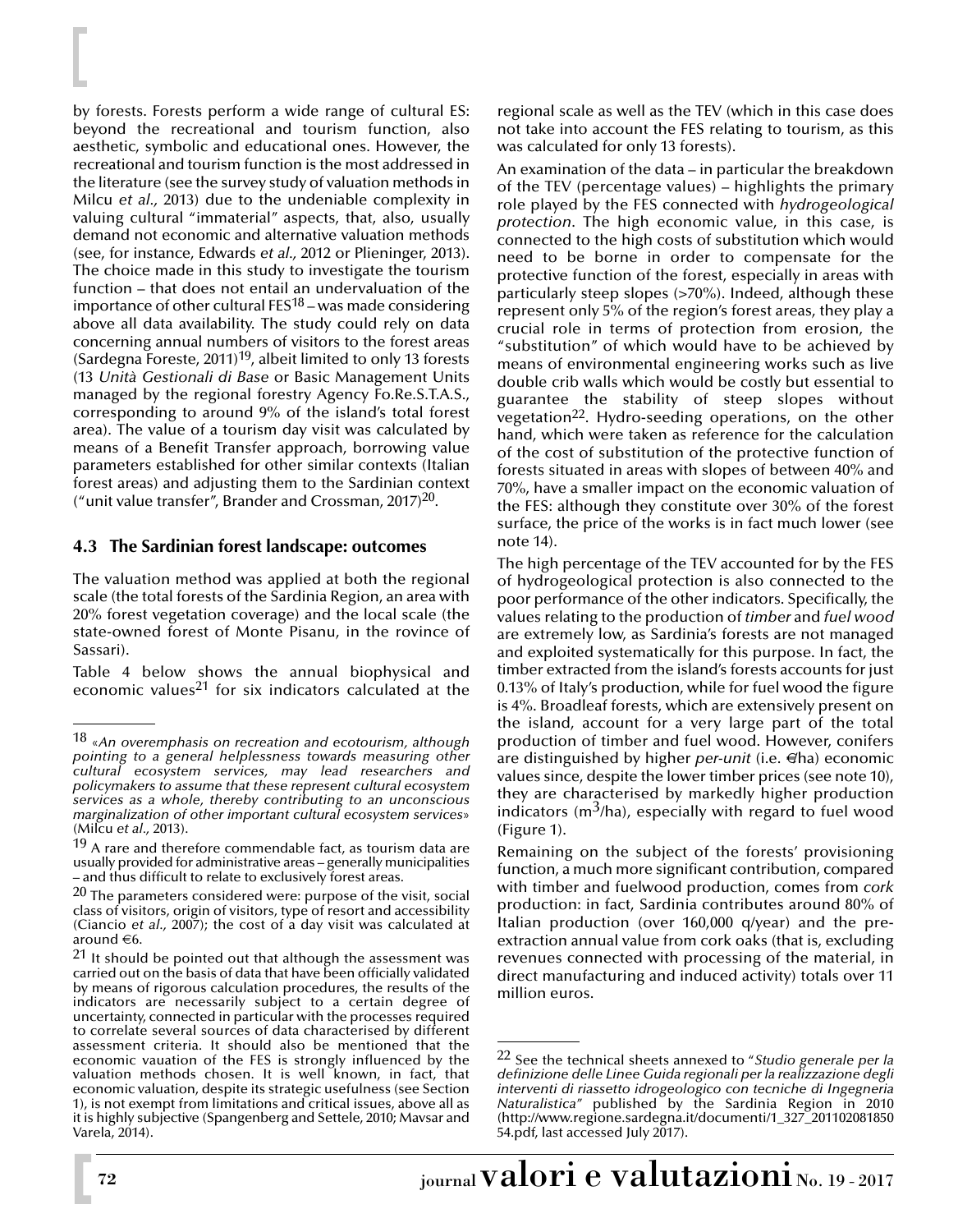by forests. Forests perform a wide range of cultural ES: beyond the recreational and tourism function, also aesthetic, symbolic and educational ones. However, the recreational and tourism function is the most addressed in the literature (see the survey study of valuation methods in Milcu *et al.,* 2013) due to the undeniable complexity in valuing cultural "immaterial" aspects, that, also, usually demand not economic and alternative valuation methods (see, for instance, Edwards *et al.,* 2012 or Plieninger, 2013). The choice made in this study to investigate the tourism function – that does not entail an undervaluation of the importance of other cultural FES[18] – was made considering above all data availability. The study could rely on data concerning annual numbers of visitors to the forest areas (Sardegna Foreste, 2011)[19], albeit limited to only 13 forests (13 *Unità Gestionali di Base* or Basic Management Units managed by the regional forestry Agency Fo.Re.S.T.A.S., corresponding to around 9% of the island's total forest area). The value of a tourism day visit was calculated by means of a Benefit Transfer approach, borrowing value parameters established for other similar contexts (Italian forest areas) and adjusting them to the Sardinian context ("unit value transfer", Brander and Crossman, 2017)[20].

### 4.3 The Sardinian forest landscape: outcomes

The valuation method was applied at both the regional scale (the total forests of the Sardinia Region, an area with 20% forest vegetation coverage) and the local scale (the state-owned forest of Monte Pisanu, in the rovince of Sassari).

Table 4 below shows the annual biophysical and economic values[21] for six indicators calculated at the regional scale as well as the TEV (which in this case does not take into account the FES relating to tourism, as this was calculated for only 13 forests).

An examination of the data – in particular the breakdown of the TEV (percentage values) – highlights the primary role played by the FES connected with *hydrogeological protection*. The high economic value, in this case, is connected to the high costs of substitution which would need to be borne in order to compensate for the protective function of the forest, especially in areas with particularly steep slopes (>70%). Indeed, although these represent only 5% of the region's forest areas, they play a crucial role in terms of protection from erosion, the "substitution" of which would have to be achieved by means of environmental engineering works such as live double crib walls which would be costly but essential to guarantee the stability of steep slopes without vegetation[22]. Hydro-seeding operations, on the other hand, which were taken as reference for the calculation of the cost of substitution of the protective function of forests situated in areas with slopes of between 40% and 70%, have a smaller impact on the economic valuation of the FES: although they constitute over 30% of the forest surface, the price of the works is in fact much lower (see note 14).

The high percentage of the TEV accounted for by the FES of hydrogeological protection is also connected to the poor performance of the other indicators. Specifically, the values relating to the production of *timber* and *fuel wood* are extremely low, as Sardinia's forests are not managed and exploited systematically for this purpose. In fact, the timber extracted from the island's forests accounts for just 0.13% of Italy's production, while for fuel wood the figure is 4%. Broadleaf forests, which are extensively present on the island, account for a very large part of the total production of timber and fuel wood. However, conifers are distinguished by higher *per-unit* (i.e. €/ha) economic values since, despite the lower timber prices (see note 10), they are characterised by markedly higher production indicators ($m^3$/ha), especially with regard to fuel wood (Figure 1).

Remaining on the subject of the forests' provisioning function, a much more significant contribution, compared with timber and fuelwood production, comes from *cork* production: in fact, Sardinia contributes around 80% of Italian production (over 160,000 q/year) and the pre-extraction annual value from cork oaks (that is, excluding revenues connected with processing of the material, in direct manufacturing and induced activity) totals over 11 million euros.

---

[18] «*An overemphasis on recreation and ecotourism, although pointing to a general helplessness towards measuring other cultural ecosystem services, may lead researchers and policymakers to assume that these represent cultural ecosystem services as a whole, thereby contributing to an unconscious marginalization of other important cultural ecosystem services*» (Milcu *et al.,* 2013).

[19] A rare and therefore commendable fact, as tourism data are usually provided for administrative areas – generally municipalities – and thus difficult to relate to exclusively forest areas.

[20] The parameters considered were: purpose of the visit, social class of visitors, origin of visitors, type of resort and accessibility (Ciancio *et al.,* 2007); the cost of a day visit was calculated at around €6.

[21] It should be pointed out that although the assessment was carried out on the basis of data that have been officially validated by means of rigorous calculation procedures, the results of the indicators are necessarily subject to a certain degree of uncertainty, connected in particular with the processes required to correlate several sources of data characterised by different assessment criteria. It should also be mentioned that the economic vauation of the FES is strongly influenced by the valuation methods chosen. It is well known, in fact, that economic valuation, despite its strategic usefulness (see Section 1), is not exempt from limitations and critical issues, above all as it is highly subjective (Spangenberg and Settele, 2010; Mavsar and Varela, 2014).

[22] See the technical sheets annexed to "*Studio generale per la definizione delle Linee Guida regionali per la realizzazione degli interventi di riassetto idrogeologico con tecniche di Ingegneria Naturalistica*" published by the Sardinia Region in 2010 (http://www.regione.sardegna.it/documenti/1_327_20110208185054.pdf, last accessed July 2017).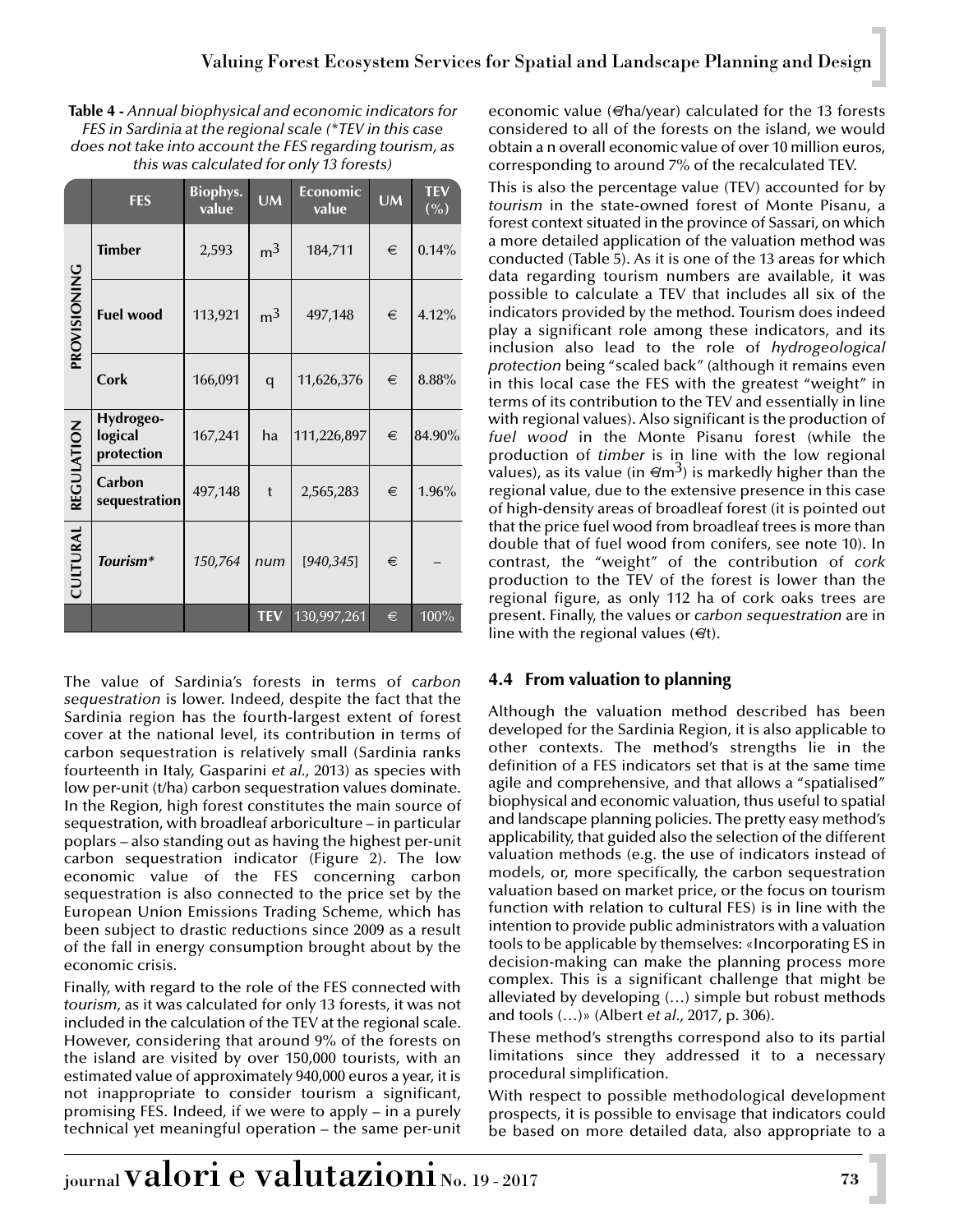**Table 4 -** *Annual biophysical and economic indicators for FES in Sardinia at the regional scale (*TEV in this case does not take into account the FES regarding tourism, as this was calculated for only 13 forests)*

| | FES | Biophys. value | UM | Economic value | UM | TEV (%) |
|---|---|---|---|---|---|---|
| PROVISIONING | Timber | 2,593 | $m^3$ | 184,711 | € | 0.14% |
| | Fuel wood | 113,921 | $m^3$ | 497,148 | € | 4.12% |
| | Cork | 166,091 | q | 11,626,376 | € | 8.88% |
| REGULATION | Hydrogeo-logical protection | 167,241 | ha | 111,226,897 | € | 84.90% |
| | Carbon sequestration | 497,148 | t | 2,565,283 | € | 1.96% |
| CULTURAL | *Tourism** | *150,764* | *num* | [*940,345*] | € | – |
| | | | TEV | 130,997,261 | € | 100% |

The value of Sardinia's forests in terms of *carbon sequestration* is lower. Indeed, despite the fact that the Sardinia region has the fourth-largest extent of forest cover at the national level, its contribution in terms of carbon sequestration is relatively small (Sardinia ranks fourteenth in Italy, Gasparini *et al.,* 2013) as species with low per-unit (t/ha) carbon sequestration values dominate. In the Region, high forest constitutes the main source of sequestration, with broadleaf arboriculture – in particular poplars – also standing out as having the highest per-unit carbon sequestration indicator (Figure 2). The low economic value of the FES concerning carbon sequestration is also connected to the price set by the European Union Emissions Trading Scheme, which has been subject to drastic reductions since 2009 as a result of the fall in energy consumption brought about by the economic crisis.

Finally, with regard to the role of the FES connected with *tourism*, as it was calculated for only 13 forests, it was not included in the calculation of the TEV at the regional scale. However, considering that around 9% of the forests on the island are visited by over 150,000 tourists, with an estimated value of approximately 940,000 euros a year, it is not inappropriate to consider tourism a significant, promising FES. Indeed, if we were to apply – in a purely technical yet meaningful operation – the same per-unit economic value (€/ha/year) calculated for the 13 forests considered to all of the forests on the island, we would obtain a n overall economic value of over 10 million euros, corresponding to around 7% of the recalculated TEV.

This is also the percentage value (TEV) accounted for by *tourism* in the state-owned forest of Monte Pisanu, a forest context situated in the province of Sassari, on which a more detailed application of the valuation method was conducted (Table 5). As it is one of the 13 areas for which data regarding tourism numbers are available, it was possible to calculate a TEV that includes all six of the indicators provided by the method. Tourism does indeed play a significant role among these indicators, and its inclusion also lead to the role of *hydrogeological protection* being "scaled back" (although it remains even in this local case the FES with the greatest "weight" in terms of its contribution to the TEV and essentially in line with regional values). Also significant is the production of *fuel wood* in the Monte Pisanu forest (while the production of *timber* is in line with the low regional values), as its value (in €/$m^3$) is markedly higher than the regional value, due to the extensive presence in this case of high-density areas of broadleaf forest (it is pointed out that the price fuel wood from broadleaf trees is more than double that of fuel wood from conifers, see note 10). In contrast, the "weight" of the contribution of *cork* production to the TEV of the forest is lower than the regional figure, as only 112 ha of cork oaks trees are present. Finally, the values or *carbon sequestration* are in line with the regional values (€/t).

## 4.4 From valuation to planning

Although the valuation method described has been developed for the Sardinia Region, it is also applicable to other contexts. The method's strengths lie in the definition of a FES indicators set that is at the same time agile and comprehensive, and that allows a "spatialised" biophysical and economic valuation, thus useful to spatial and landscape planning policies. The pretty easy method's applicability, that guided also the selection of the different valuation methods (e.g. the use of indicators instead of models, or, more specifically, the carbon sequestration valuation based on market price, or the focus on tourism function with relation to cultural FES) is in line with the intention to provide public administrators with a valuation tools to be applicable by themselves: «Incorporating ES in decision-making can make the planning process more complex. This is a significant challenge that might be alleviated by developing (…) simple but robust methods and tools (…)» (Albert *et al.,* 2017, p. 306).

These method's strengths correspond also to its partial limitations since they addressed it to a necessary procedural simplification.

With respect to possible methodological development prospects, it is possible to envisage that indicators could be based on more detailed data, also appropriate to a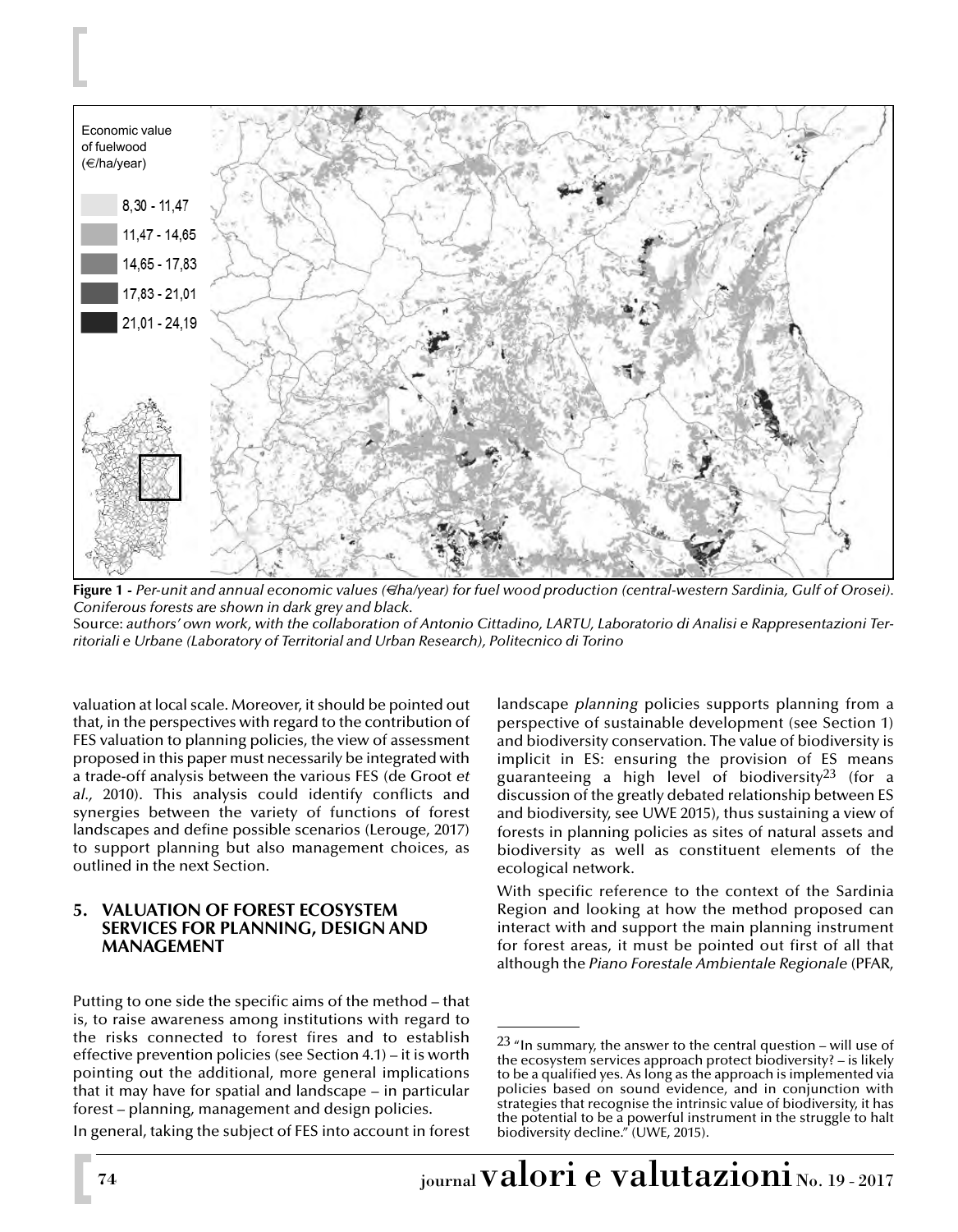Economic value of fuelwood (€/ha/year)

- 8,30 - 11,47
- 11,47 - 14,65
- 14,65 - 17,83
- 17,83 - 21,01
- 21,01 - 24,19

**Figure 1 -** *Per-unit and annual economic values (€/ha/year) for fuel wood production (central-western Sardinia, Gulf of Orosei). Coniferous forests are shown in dark grey and black.*
Source: *authors' own work, with the collaboration of Antonio Cittadino, LARTU, Laboratorio di Analisi e Rappresentazioni Territoriali e Urbane (Laboratory of Territorial and Urban Research), Politecnico di Torino*

valuation at local scale. Moreover, it should be pointed out that, in the perspectives with regard to the contribution of FES valuation to planning policies, the view of assessment proposed in this paper must necessarily be integrated with a trade-off analysis between the various FES (de Groot *et al.,* 2010). This analysis could identify conflicts and synergies between the variety of functions of forest landscapes and define possible scenarios (Lerouge, 2017) to support planning but also management choices, as outlined in the next Section.

## 5. VALUATION OF FOREST ECOSYSTEM SERVICES FOR PLANNING, DESIGN AND MANAGEMENT

Putting to one side the specific aims of the method – that is, to raise awareness among institutions with regard to the risks connected to forest fires and to establish effective prevention policies (see Section 4.1) – it is worth pointing out the additional, more general implications that it may have for spatial and landscape – in particular forest – planning, management and design policies.

In general, taking the subject of FES into account in forest landscape *planning* policies supports planning from a perspective of sustainable development (see Section 1) and biodiversity conservation. The value of biodiversity is implicit in ES: ensuring the provision of ES means guaranteeing a high level of biodiversity[23] (for a discussion of the greatly debated relationship between ES and biodiversity, see UWE 2015), thus sustaining a view of forests in planning policies as sites of natural assets and biodiversity as well as constituent elements of the ecological network.

With specific reference to the context of the Sardinia Region and looking at how the method proposed can interact with and support the main planning instrument for forest areas, it must be pointed out first of all that although the *Piano Forestale Ambientale Regionale* (PFAR,

[23] "In summary, the answer to the central question – will use of the ecosystem services approach protect biodiversity? – is likely to be a qualified yes. As long as the approach is implemented via policies based on sound evidence, and in conjunction with strategies that recognise the intrinsic value of biodiversity, it has the potential to be a powerful instrument in the struggle to halt biodiversity decline." (UWE, 2015).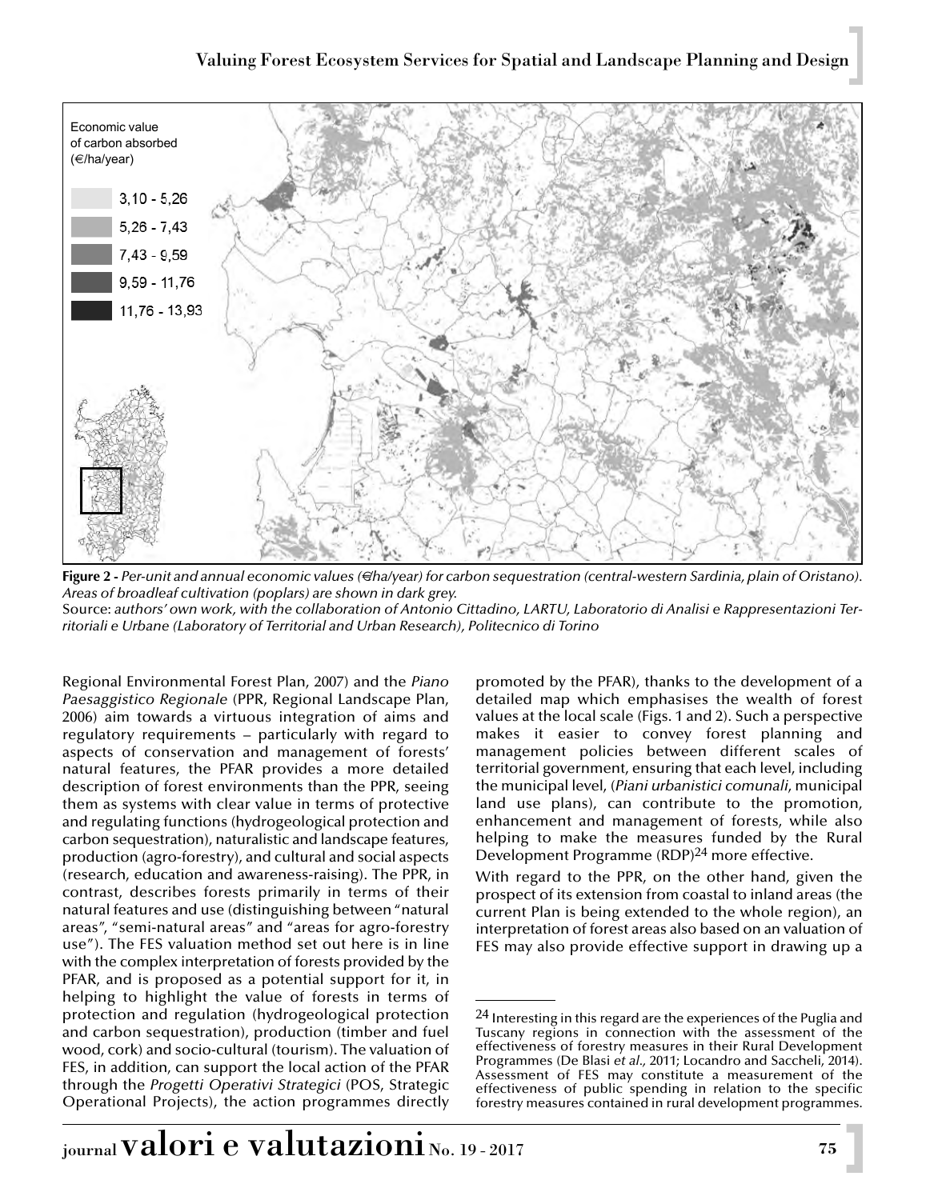Economic value of carbon absorbed (€/ha/year)

- 3,10 - 5,26
- 5,26 - 7,43
- 7,43 - 9,59
- 9,59 - 11,76
- 11,76 - 13,93

**Figure 2 -** *Per-unit and annual economic values (€/ha/year) for carbon sequestration (central-western Sardinia, plain of Oristano). Areas of broadleaf cultivation (poplars) are shown in dark grey.*
Source: *authors' own work, with the collaboration of Antonio Cittadino, LARTU, Laboratorio di Analisi e Rappresentazioni Territoriali e Urbane (Laboratory of Territorial and Urban Research), Politecnico di Torino*

Regional Environmental Forest Plan, 2007) and the *Piano Paesaggistico Regionale* (PPR, Regional Landscape Plan, 2006) aim towards a virtuous integration of aims and regulatory requirements – particularly with regard to aspects of conservation and management of forests' natural features, the PFAR provides a more detailed description of forest environments than the PPR, seeing them as systems with clear value in terms of protective and regulating functions (hydrogeological protection and carbon sequestration), naturalistic and landscape features, production (agro-forestry), and cultural and social aspects (research, education and awareness-raising). The PPR, in contrast, describes forests primarily in terms of their natural features and use (distinguishing between "natural areas", "semi-natural areas" and "areas for agro-forestry use"). The FES valuation method set out here is in line with the complex interpretation of forests provided by the PFAR, and is proposed as a potential support for it, in helping to highlight the value of forests in terms of protection and regulation (hydrogeological protection and carbon sequestration), production (timber and fuel wood, cork) and socio-cultural (tourism). The valuation of FES, in addition, can support the local action of the PFAR through the *Progetti Operativi Strategici* (POS, Strategic Operational Projects), the action programmes directly promoted by the PFAR), thanks to the development of a detailed map which emphasises the wealth of forest values at the local scale (Figs. 1 and 2). Such a perspective makes it easier to convey forest planning and management policies between different scales of territorial government, ensuring that each level, including the municipal level, (*Piani urbanistici comunali*, municipal land use plans), can contribute to the promotion, enhancement and management of forests, while also helping to make the measures funded by the Rural Development Programme (RDP)[24] more effective.

With regard to the PPR, on the other hand, given the prospect of its extension from coastal to inland areas (the current Plan is being extended to the whole region), an interpretation of forest areas also based on an valuation of FES may also provide effective support in drawing up a

[24] Interesting in this regard are the experiences of the Puglia and Tuscany regions in connection with the assessment of the effectiveness of forestry measures in their Rural Development Programmes (De Blasi *et al.*, 2011; Locandro and Saccheli, 2014). Assessment of FES may constitute a measurement of the effectiveness of public spending in relation to the specific forestry measures contained in rural development programmes.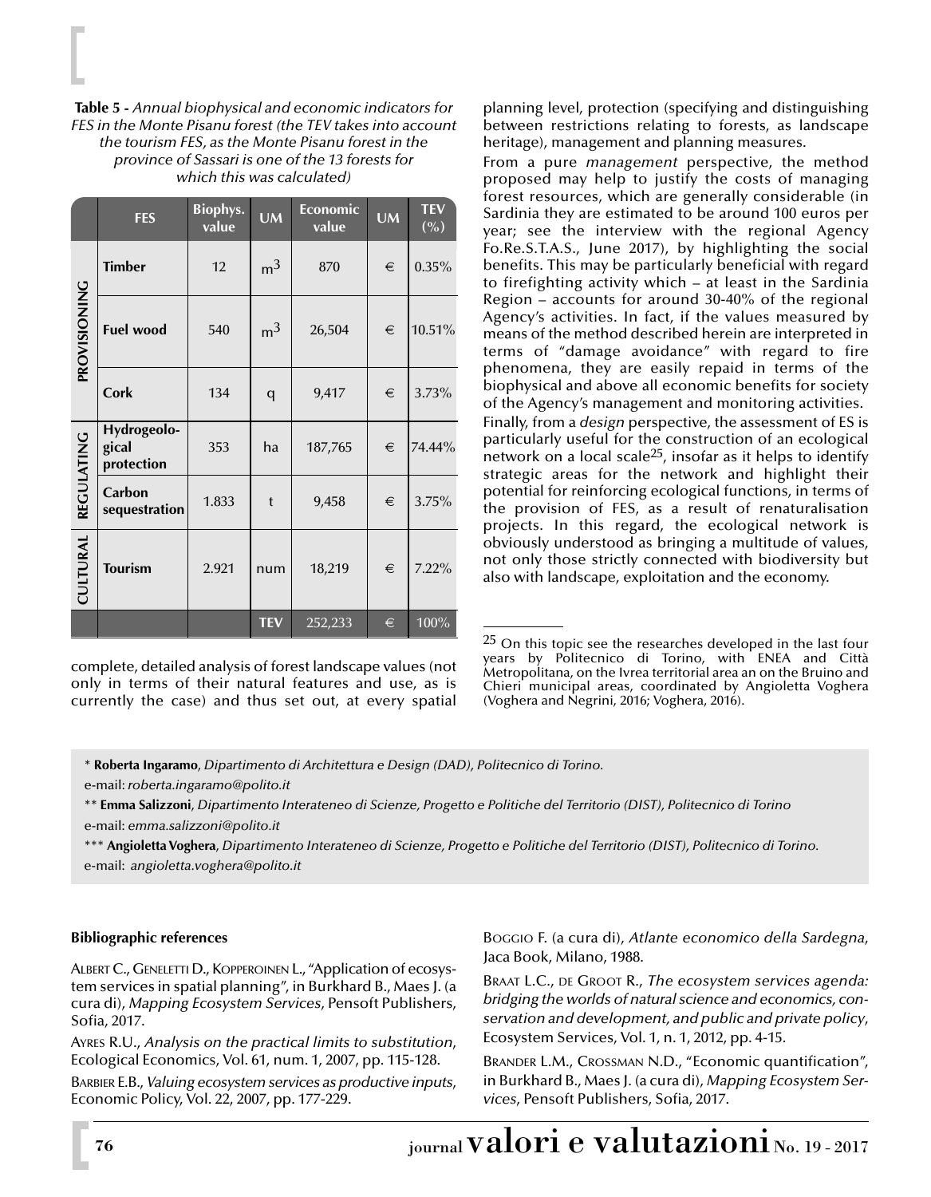**Table 5 -** *Annual biophysical and economic indicators for FES in the Monte Pisanu forest (the TEV takes into account the tourism FES, as the Monte Pisanu forest in the province of Sassari is one of the 13 forests for which this was calculated)*

| | FES | Biophys. value | UM | Economic value | UM | TEV (%) |
|---|---|---|---|---|---|---|
| PROVISIONING | Timber | 12 | $m^3$ | 870 | € | 0.35% |
| | Fuel wood | 540 | $m^3$ | 26,504 | € | 10.51% |
| | Cork | 134 | q | 9,417 | € | 3.73% |
| REGULATING | Hydrogeological protection | 353 | ha | 187,765 | € | 74.44% |
| | Carbon sequestration | 1.833 | t | 9,458 | € | 3.75% |
| CULTURAL | Tourism | 2.921 | num | 18,219 | € | 7.22% |
| | | | TEV | 252,233 | € | 100% |

complete, detailed analysis of forest landscape values (not only in terms of their natural features and use, as is currently the case) and thus set out, at every spatial planning level, protection (specifying and distinguishing between restrictions relating to forests, as landscape heritage), management and planning measures.

From a pure *management* perspective, the method proposed may help to justify the costs of managing forest resources, which are generally considerable (in Sardinia they are estimated to be around 100 euros per year; see the interview with the regional Agency Fo.Re.S.T.A.S., June 2017), by highlighting the social benefits. This may be particularly beneficial with regard to firefighting activity which – at least in the Sardinia Region – accounts for around 30-40% of the regional Agency's activities. In fact, if the values measured by means of the method described herein are interpreted in terms of "damage avoidance" with regard to fire phenomena, they are easily repaid in terms of the biophysical and above all economic benefits for society of the Agency's management and monitoring activities.

Finally, from a *design* perspective, the assessment of ES is particularly useful for the construction of an ecological network on a local scale[25], insofar as it helps to identify strategic areas for the network and highlight their potential for reinforcing ecological functions, in terms of the provision of FES, as a result of renaturalisation projects. In this regard, the ecological network is obviously understood as bringing a multitude of values, not only those strictly connected with biodiversity but also with landscape, exploitation and the economy.

[25] On this topic see the researches developed in the last four years by Politecnico di Torino, with ENEA and Città Metropolitana, on the Ivrea territorial area an on the Bruino and Chieri municipal areas, coordinated by Angioletta Voghera (Voghera and Negrini, 2016; Voghera, 2016).

\* **Roberta Ingaramo**, *Dipartimento di Architettura e Design (DAD), Politecnico di Torino.*
e-mail: *roberta.ingaramo@polito.it*

\*\* **Emma Salizzoni**, *Dipartimento Interateneo di Scienze, Progetto e Politiche del Territorio (DIST), Politecnico di Torino*
e-mail: *emma.salizzoni@polito.it*

\*\*\* **Angioletta Voghera**, *Dipartimento Interateneo di Scienze, Progetto e Politiche del Territorio (DIST), Politecnico di Torino.*
e-mail: *angioletta.voghera@polito.it*

**Bibliographic references**

Albert C., Geneletti D., Kopperoinen L., "Application of ecosystem services in spatial planning", in Burkhard B., Maes J. (a cura di), *Mapping Ecosystem Services*, Pensoft Publishers, Sofia, 2017.

Ayres R.U., *Analysis on the practical limits to substitution*, Ecological Economics, Vol. 61, num. 1, 2007, pp. 115-128.

Barbier E.B., *Valuing ecosystem services as productive inputs*, Economic Policy, Vol. 22, 2007, pp. 177-229.

Boggio F. (a cura di), *Atlante economico della Sardegna*, Jaca Book, Milano, 1988.

Braat L.C., de Groot R., *The ecosystem services agenda: bridging the worlds of natural science and economics, conservation and development, and public and private policy*, Ecosystem Services, Vol. 1, n. 1, 2012, pp. 4-15.

Brander L.M., Crossman N.D., "Economic quantification", in Burkhard B., Maes J. (a cura di), *Mapping Ecosystem Services*, Pensoft Publishers, Sofia, 2017.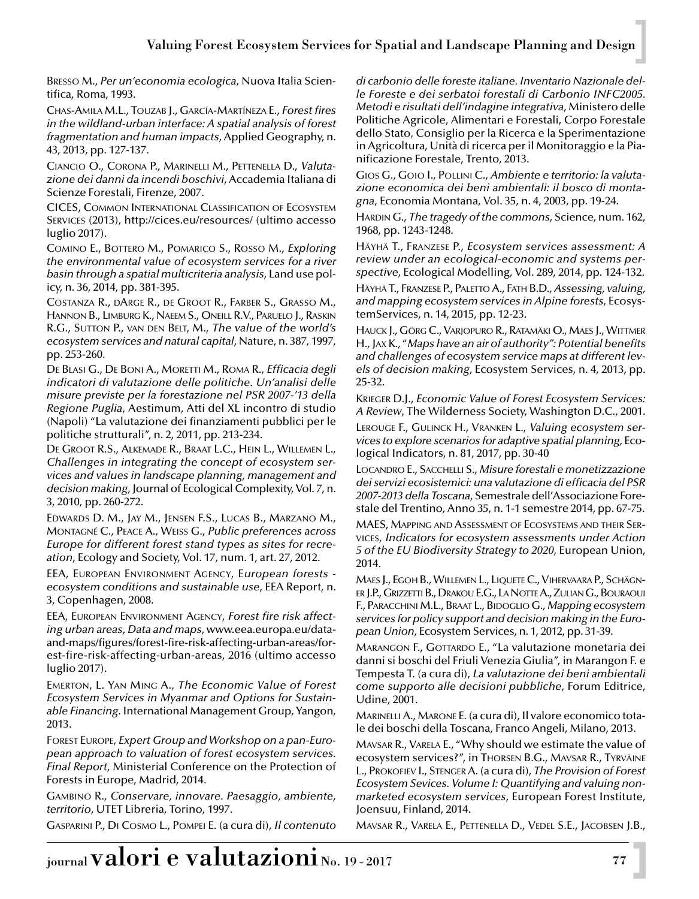Bresso M., *Per un'economia ecologica*, Nuova Italia Scientifica, Roma, 1993.

Chas-Amila M.L., Touzab J., García-Martíneza E., *Forest fires in the wildland-urban interface: A spatial analysis of forest fragmentation and human impacts*, Applied Geography, n. 43, 2013, pp. 127-137.

Ciancio O., Corona P., Marinelli M., Pettenella D., *Valutazione dei danni da incendi boschivi*, Accademia Italiana di Scienze Forestali, Firenze, 2007.

CICES, Common International Classification of Ecosystem Services (2013), http://cices.eu/resources/ (ultimo accesso luglio 2017).

Comino E., Bottero M., Pomarico S., Rosso M., *Exploring the environmental value of ecosystem services for a river basin through a spatial multicriteria analysis*, Land use policy, n. 36, 2014, pp. 381-395.

Costanza R., dArge R., de Groot R., Farber S., Grasso M., Hannon B., Limburg K., Naeem S., Oneill R.V., Paruelo J., Raskin R.G., Sutton P., van den Belt, M., *The value of the world's ecosystem services and natural capital*, Nature, n. 387, 1997, pp. 253-260.

De Blasi G., De Boni A., Moretti M., Roma R., *Efficacia degli indicatori di valutazione delle politiche. Un'analisi delle misure previste per la forestazione nel PSR 2007-'13 della Regione Puglia*, Aestimum, Atti del XL incontro di studio (Napoli) "La valutazione dei finanziamenti pubblici per le politiche strutturali", n. 2, 2011, pp. 213-234.

De Groot R.S., Alkemade R., Braat L.C., Hein L., Willemen L., *Challenges in integrating the concept of ecosystem services and values in landscape planning, management and decision making*, Journal of Ecological Complexity, Vol. 7, n. 3, 2010, pp. 260-272.

Edwards D. M., Jay M., Jensen F.S., Lucas B., Marzano M., Montagné C., Peace A., Weiss G., *Public preferences across Europe for different forest stand types as sites for recreation*, Ecology and Society, Vol. 17, num. 1, art. 27, 2012.

EEA, European Environment Agency, *European forests - ecosystem conditions and sustainable use*, EEA Report, n. 3, Copenhagen, 2008.

EEA, European Environment Agency, *Forest fire risk affecting urban areas, Data and maps*, www.eea.europa.eu/data-and-maps/figures/forest-fire-risk-affecting-urban-areas/forest-fire-risk-affecting-urban-areas, 2016 (ultimo accesso luglio 2017).

Emerton, L. Yan Ming A., *The Economic Value of Forest Ecosystem Services in Myanmar and Options for Sustainable Financing*. International Management Group, Yangon, 2013.

Forest Europe, *Expert Group and Workshop on a pan-European approach to valuation of forest ecosystem services. Final Report*, Ministerial Conference on the Protection of Forests in Europe, Madrid, 2014.

Gambino R., *Conservare, innovare. Paesaggio, ambiente, territorio*, UTET Libreria, Torino, 1997.

Gasparini P., Di Cosmo L., Pompei E. (a cura di), *Il contenuto di carbonio delle foreste italiane. Inventario Nazionale delle Foreste e dei serbatoi forestali di Carbonio INFC2005. Metodi e risultati dell'indagine integrativa*, Ministero delle Politiche Agricole, Alimentari e Forestali, Corpo Forestale dello Stato, Consiglio per la Ricerca e la Sperimentazione in Agricoltura, Unità di ricerca per il Monitoraggio e la Pianificazione Forestale, Trento, 2013.

Gios G., Goio I., Pollini C., *Ambiente e territorio: la valutazione economica dei beni ambientali: il bosco di montagna*, Economia Montana, Vol. 35, n. 4, 2003, pp. 19-24.

Hardin G., *The tragedy of the commons*, Science, num. 162, 1968, pp. 1243-1248.

Häyhä T., Franzese P., *Ecosystem services assessment: A review under an ecological-economic and systems perspective*, Ecological Modelling, Vol. 289, 2014, pp. 124-132.

Häyhä T., Franzese P., Paletto A., Fath B.D., *Assessing, valuing, and mapping ecosystem services in Alpine forests*, EcosystemServices, n. 14, 2015, pp. 12-23.

Hauck J., Görg C., Varjopuro R., Ratamäki O., Maes J., Wittmer H., Jax K., "*Maps have an air of authority": Potential benefits and challenges of ecosystem service maps at different levels of decision making*, Ecosystem Services, n. 4, 2013, pp. 25-32.

Krieger D.J., *Economic Value of Forest Ecosystem Services: A Review*, The Wilderness Society, Washington D.C., 2001.

Lerouge F., Gulinck H., Vranken L., *Valuing ecosystem services to explore scenarios for adaptive spatial planning*, Ecological Indicators, n. 81, 2017, pp. 30-40

Locandro E., Sacchelli S., *Misure forestali e monetizzazione dei servizi ecosistemici: una valutazione di efficacia del PSR 2007-2013 della Toscana*, Semestrale dell'Associazione Forestale del Trentino, Anno 35, n. 1-1 semestre 2014, pp. 67-75.

MAES, Mapping and Assessment of Ecosystems and their Services, *Indicators for ecosystem assessments under Action 5 of the EU Biodiversity Strategy to 2020*, European Union, 2014.

Maes J., Egoh B., Willemen L., Liquete C., Vihervaara P., Schägner J.P., Grizzetti B., Drakou E.G., La Notte A., Zulian G., Bouraoui F., Paracchini M.L., Braat L., Bidoglio G., *Mapping ecosystem services for policy support and decision making in the European Union*, Ecosystem Services, n. 1, 2012, pp. 31-39.

Marangon F., Gottardo E., "La valutazione monetaria dei danni si boschi del Friuli Venezia Giulia", in Marangon F. e Tempesta T. (a cura di), *La valutazione dei beni ambientali come supporto alle decisioni pubbliche*, Forum Editrice, Udine, 2001.

Marinelli A., Marone E. (a cura di), Il valore economico totale dei boschi della Toscana, Franco Angeli, Milano, 2013.

Mavsar R., Varela E., "Why should we estimate the value of ecosystem services?", in Thorsen B.G., Mavsar R., Tyrväine L., Prokofiev I., Stenger A. (a cura di), *The Provision of Forest Ecosystem Sevices. Volume I: Quantifying and valuing non-marketed ecosystem services*, European Forest Institute, Joensuu, Finland, 2014.

Mavsar R., Varela E., Pettenella D., Vedel S.E., Jacobsen J.B.,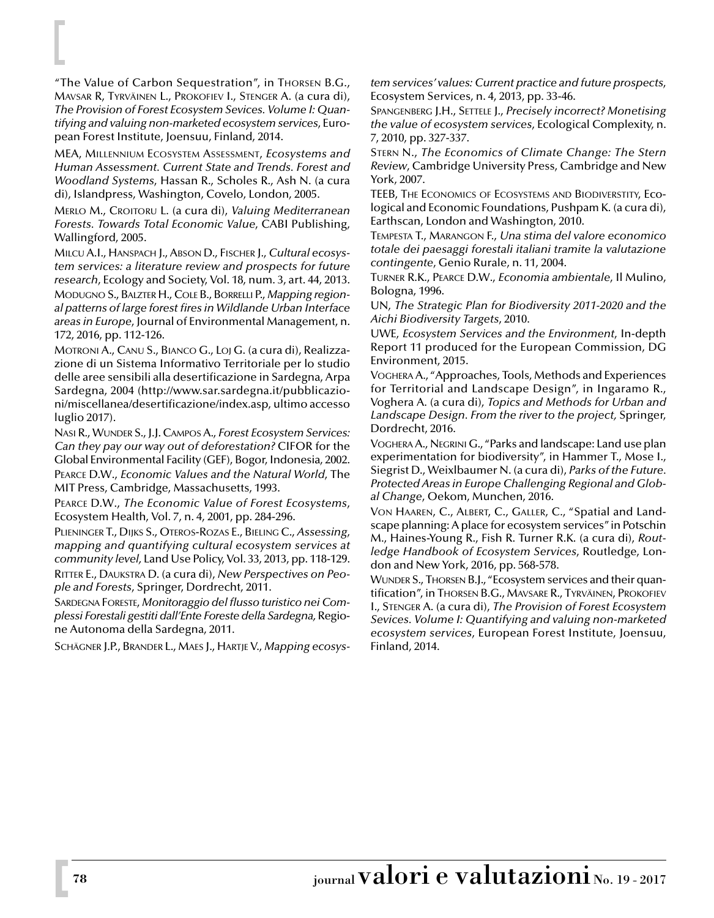"The Value of Carbon Sequestration", in Thorsen B.G., Mavsar R, Tyrväinen L., Prokofiev I., Stenger A. (a cura di), *The Provision of Forest Ecosystem Sevices. Volume I: Quantifying and valuing non-marketed ecosystem services*, European Forest Institute, Joensuu, Finland, 2014.

MEA, Millennium Ecosystem Assessment, *Ecosystems and Human Assessment. Current State and Trends. Forest and Woodland Systems*, Hassan R., Scholes R., Ash N. (a cura di), Islandpress, Washington, Covelo, London, 2005.

Merlo M., Croitoru L. (a cura di), *Valuing Mediterranean Forests. Towards Total Economic Value*, CABI Publishing, Wallingford, 2005.

Milcu A.I., Hanspach J., Abson D., Fischer J., *Cultural ecosystem services: a literature review and prospects for future research*, Ecology and Society, Vol. 18, num. 3, art. 44, 2013.

Modugno S., Balzter H., Cole B., Borrelli P., *Mapping regional patterns of large forest fires in Wildlande Urban Interface areas in Europe*, Journal of Environmental Management, n. 172, 2016, pp. 112-126.

Motroni A., Canu S., Bianco G., Loj G. (a cura di), Realizzazione di un Sistema Informativo Territoriale per lo studio delle aree sensibili alla desertificazione in Sardegna, Arpa Sardegna, 2004 (http://www.sar.sardegna.it/pubblicazioni/miscellanea/desertificazione/index.asp, ultimo accesso luglio 2017).

Nasi R., Wunder S., J.J. Campos A., *Forest Ecosystem Services: Can they pay our way out of deforestation?* CIFOR for the Global Environmental Facility (GEF), Bogor, Indonesia, 2002.

Pearce D.W., *Economic Values and the Natural World*, The MIT Press, Cambridge, Massachusetts, 1993.

Pearce D.W., *The Economic Value of Forest Ecosystems*, Ecosystem Health, Vol. 7, n. 4, 2001, pp. 284-296.

Plieninger T., Dijks S., Oteros-Rozas E., Bieling C., *Assessing, mapping and quantifying cultural ecosystem services at community level*, Land Use Policy, Vol. 33, 2013, pp. 118-129.

Ritter E., Daukstra D. (a cura di), *New Perspectives on People and Forests*, Springer, Dordrecht, 2011.

Sardegna Foreste, *Monitoraggio del flusso turistico nei Complessi Forestali gestiti dall'Ente Foreste della Sardegna*, Regione Autonoma della Sardegna, 2011.

Schägner J.P., Brander L., Maes J., Hartje V., *Mapping ecosystem services' values: Current practice and future prospects*, Ecosystem Services, n. 4, 2013, pp. 33-46.

Spangenberg J.H., Settele J., *Precisely incorrect? Monetising the value of ecosystem services*, Ecological Complexity, n. 7, 2010, pp. 327-337.

Stern N., *The Economics of Climate Change: The Stern Review*, Cambridge University Press, Cambridge and New York, 2007.

TEEB, The Economics of Ecosystems and Biodiverstity, Ecological and Economic Foundations, Pushpam K. (a cura di), Earthscan, London and Washington, 2010.

Tempesta T., Marangon F., *Una stima del valore economico totale dei paesaggi forestali italiani tramite la valutazione contingente*, Genio Rurale, n. 11, 2004.

Turner R.K., Pearce D.W., *Economia ambientale*, Il Mulino, Bologna, 1996.

UN, *The Strategic Plan for Biodiversity 2011-2020 and the Aichi Biodiversity Targets*, 2010.

UWE, *Ecosystem Services and the Environment*, In-depth Report 11 produced for the European Commission, DG Environment, 2015.

Voghera A., "Approaches, Tools, Methods and Experiences for Territorial and Landscape Design", in Ingaramo R., Voghera A. (a cura di), *Topics and Methods for Urban and Landscape Design. From the river to the project*, Springer, Dordrecht, 2016.

Voghera A., Negrini G., "Parks and landscape: Land use plan experimentation for biodiversity", in Hammer T., Mose I., Siegrist D., Weixlbaumer N. (a cura di), *Parks of the Future. Protected Areas in Europe Challenging Regional and Global Change*, Oekom, Munchen, 2016.

Von Haaren, C., Albert, C., Galler, C., "Spatial and Landscape planning: A place for ecosystem services" in Potschin M., Haines-Young R., Fish R. Turner R.K. (a cura di), *Routledge Handbook of Ecosystem Services*, Routledge, London and New York, 2016, pp. 568-578.

Wunder S., Thorsen B.J., "Ecosystem services and their quantification", in Thorsen B.G., Mavsare R., Tyrväinen, Prokofiev I., Stenger A. (a cura di), *The Provision of Forest Ecosystem Sevices. Volume I: Quantifying and valuing non-marketed ecosystem services*, European Forest Institute, Joensuu, Finland, 2014.